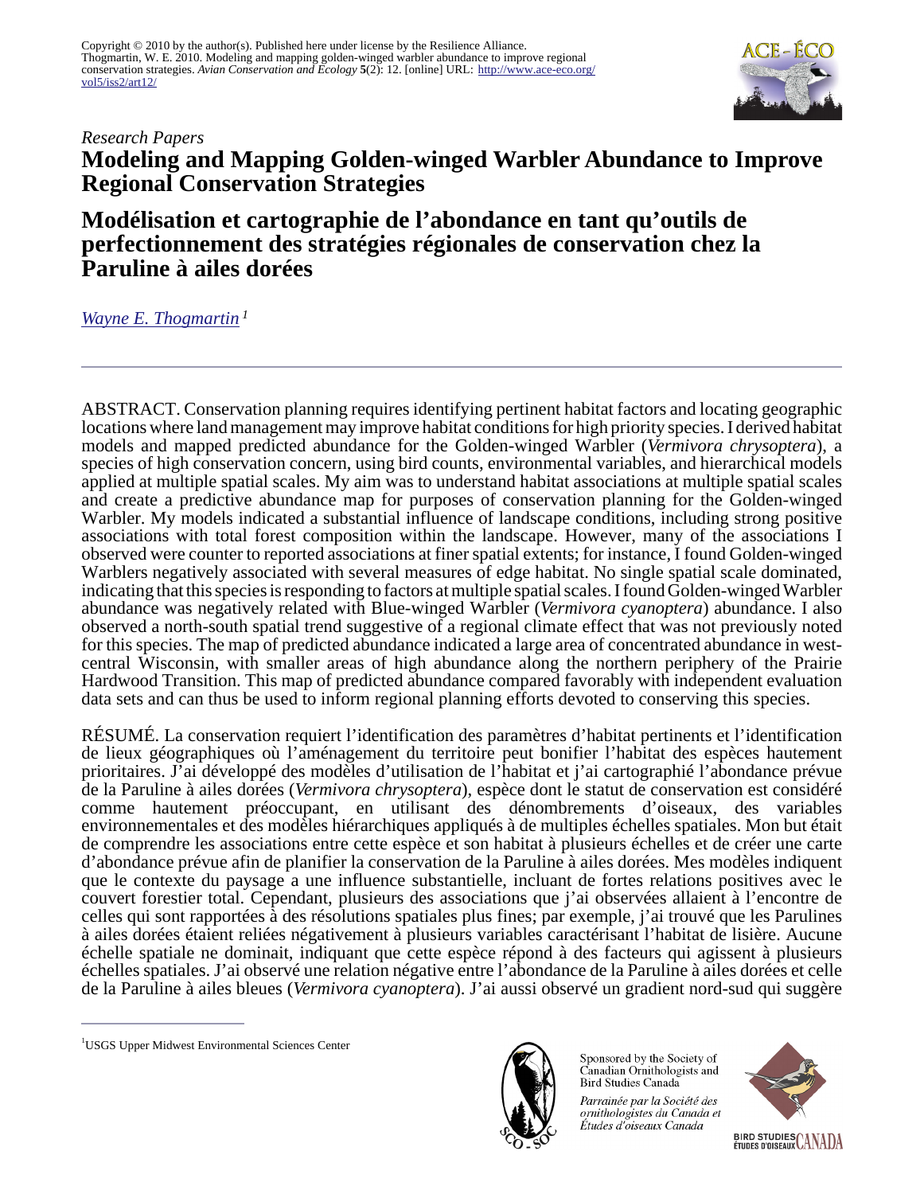Copyright © 2010 by the author(s). Published here under license by the Resilience Alliance.
Thogmartin, W. E. 2010. Modeling and mapping golden-winged warbler abundance to improve regional conservation strategies. *Avian Conservation and Ecology* **5**(2): 12. [online] URL: http://www.ace-eco.org/vol5/iss2/art12/

*Research Papers*

# Modeling and Mapping Golden-winged Warbler Abundance to Improve Regional Conservation Strategies

# Modélisation et cartographie de l'abondance en tant qu'outils de perfectionnement des stratégies régionales de conservation chez la Paruline à ailes dorées

*Wayne E. Thogmartin* [1]

ABSTRACT. Conservation planning requires identifying pertinent habitat factors and locating geographic locations where land management may improve habitat conditions for high priority species. I derived habitat models and mapped predicted abundance for the Golden-winged Warbler (*Vermivora chrysoptera*), a species of high conservation concern, using bird counts, environmental variables, and hierarchical models applied at multiple spatial scales. My aim was to understand habitat associations at multiple spatial scales and create a predictive abundance map for purposes of conservation planning for the Golden-winged Warbler. My models indicated a substantial influence of landscape conditions, including strong positive associations with total forest composition within the landscape. However, many of the associations I observed were counter to reported associations at finer spatial extents; for instance, I found Golden-winged Warblers negatively associated with several measures of edge habitat. No single spatial scale dominated, indicating that this species is responding to factors at multiple spatial scales. I found Golden-winged Warbler abundance was negatively related with Blue-winged Warbler (*Vermivora cyanoptera*) abundance. I also observed a north-south spatial trend suggestive of a regional climate effect that was not previously noted for this species. The map of predicted abundance indicated a large area of concentrated abundance in west-central Wisconsin, with smaller areas of high abundance along the northern periphery of the Prairie Hardwood Transition. This map of predicted abundance compared favorably with independent evaluation data sets and can thus be used to inform regional planning efforts devoted to conserving this species.

RÉSUMÉ. La conservation requiert l'identification des paramètres d'habitat pertinents et l'identification de lieux géographiques où l'aménagement du territoire peut bonifier l'habitat des espèces hautement prioritaires. J'ai développé des modèles d'utilisation de l'habitat et j'ai cartographié l'abondance prévue de la Paruline à ailes dorées (*Vermivora chrysoptera*), espèce dont le statut de conservation est considéré comme hautement préoccupant, en utilisant des dénombrements d'oiseaux, des variables environnementales et des modèles hiérarchiques appliqués à de multiples échelles spatiales. Mon but était de comprendre les associations entre cette espèce et son habitat à plusieurs échelles et de créer une carte d'abondance prévue afin de planifier la conservation de la Paruline à ailes dorées. Mes modèles indiquent que le contexte du paysage a une influence substantielle, incluant de fortes relations positives avec le couvert forestier total. Cependant, plusieurs des associations que j'ai observées allaient à l'encontre de celles qui sont rapportées à des résolutions spatiales plus fines; par exemple, j'ai trouvé que les Parulines à ailes dorées étaient reliées négativement à plusieurs variables caractérisant l'habitat de lisière. Aucune échelle spatiale ne dominait, indiquant que cette espèce répond à des facteurs qui agissent à plusieurs échelles spatiales. J'ai observé une relation négative entre l'abondance de la Paruline à ailes dorées et celle de la Paruline à ailes bleues (*Vermivora cyanoptera*). J'ai aussi observé un gradient nord-sud qui suggère

[1] USGS Upper Midwest Environmental Sciences Center

Sponsored by the Society of Canadian Ornithologists and Bird Studies Canada

*Parrainée par la Société des ornithologistes du Canada et Études d'oiseaux Canada*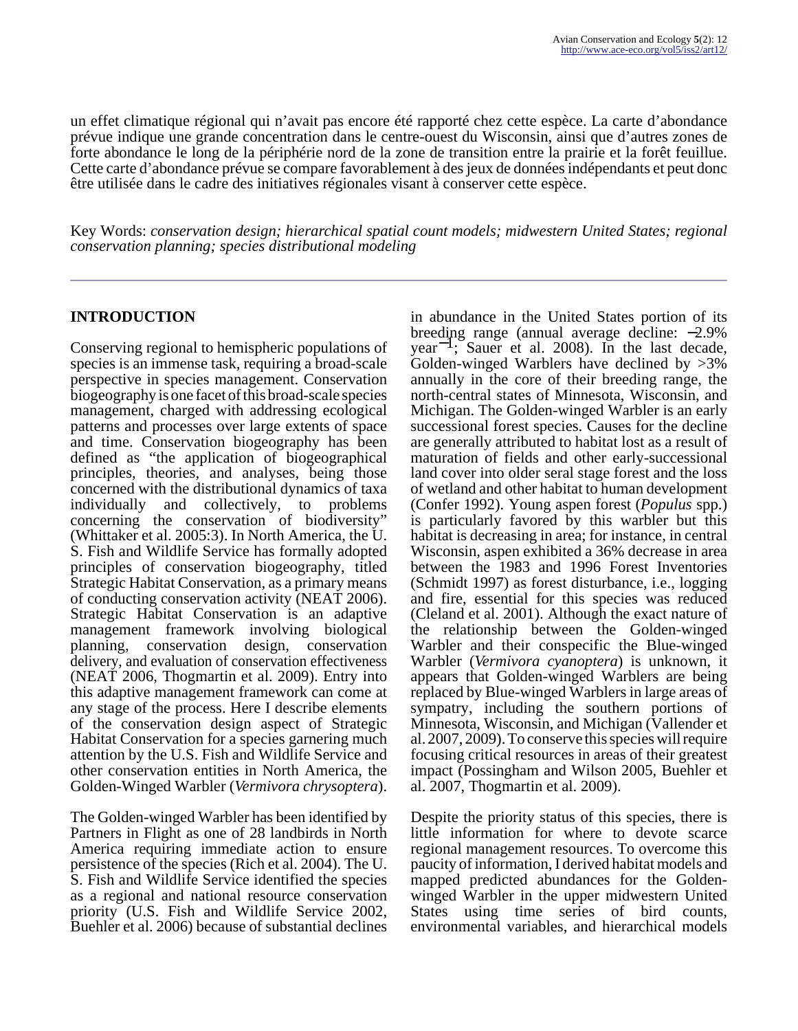un effet climatique régional qui n'avait pas encore été rapporté chez cette espèce. La carte d'abondance prévue indique une grande concentration dans le centre-ouest du Wisconsin, ainsi que d'autres zones de forte abondance le long de la périphérie nord de la zone de transition entre la prairie et la forêt feuillue. Cette carte d'abondance prévue se compare favorablement à des jeux de données indépendants et peut donc être utilisée dans le cadre des initiatives régionales visant à conserver cette espèce.

Key Words: *conservation design; hierarchical spatial count models; midwestern United States; regional conservation planning; species distributional modeling*

## INTRODUCTION

Conserving regional to hemispheric populations of species is an immense task, requiring a broad-scale perspective in species management. Conservation biogeography is one facet of this broad-scale species management, charged with addressing ecological patterns and processes over large extents of space and time. Conservation biogeography has been defined as "the application of biogeographical principles, theories, and analyses, being those concerned with the distributional dynamics of taxa individually and collectively, to problems concerning the conservation of biodiversity" (Whittaker et al. 2005:3). In North America, the U. S. Fish and Wildlife Service has formally adopted principles of conservation biogeography, titled Strategic Habitat Conservation, as a primary means of conducting conservation activity (NEAT 2006). Strategic Habitat Conservation is an adaptive management framework involving biological planning, conservation design, conservation delivery, and evaluation of conservation effectiveness (NEAT 2006, Thogmartin et al. 2009). Entry into this adaptive management framework can come at any stage of the process. Here I describe elements of the conservation design aspect of Strategic Habitat Conservation for a species garnering much attention by the U.S. Fish and Wildlife Service and other conservation entities in North America, the Golden-Winged Warbler (*Vermivora chrysoptera*).

The Golden-winged Warbler has been identified by Partners in Flight as one of 28 landbirds in North America requiring immediate action to ensure persistence of the species (Rich et al. 2004). The U. S. Fish and Wildlife Service identified the species as a regional and national resource conservation priority (U.S. Fish and Wildlife Service 2002, Buehler et al. 2006) because of substantial declines in abundance in the United States portion of its breeding range (annual average decline: −2.9% $\text{year}^{-1}$; Sauer et al. 2008). In the last decade, Golden-winged Warblers have declined by >3% annually in the core of their breeding range, the north-central states of Minnesota, Wisconsin, and Michigan. The Golden-winged Warbler is an early successional forest species. Causes for the decline are generally attributed to habitat lost as a result of maturation of fields and other early-successional land cover into older seral stage forest and the loss of wetland and other habitat to human development (Confer 1992). Young aspen forest (*Populus* spp.) is particularly favored by this warbler but this habitat is decreasing in area; for instance, in central Wisconsin, aspen exhibited a 36% decrease in area between the 1983 and 1996 Forest Inventories (Schmidt 1997) as forest disturbance, i.e., logging and fire, essential for this species was reduced (Cleland et al. 2001). Although the exact nature of the relationship between the Golden-winged Warbler and their conspecific the Blue-winged Warbler (*Vermivora cyanoptera*) is unknown, it appears that Golden-winged Warblers are being replaced by Blue-winged Warblers in large areas of sympatry, including the southern portions of Minnesota, Wisconsin, and Michigan (Vallender et al. 2007, 2009). To conserve this species will require focusing critical resources in areas of their greatest impact (Possingham and Wilson 2005, Buehler et al. 2007, Thogmartin et al. 2009).

Despite the priority status of this species, there is little information for where to devote scarce regional management resources. To overcome this paucity of information, I derived habitat models and mapped predicted abundances for the Golden-winged Warbler in the upper midwestern United States using time series of bird counts, environmental variables, and hierarchical models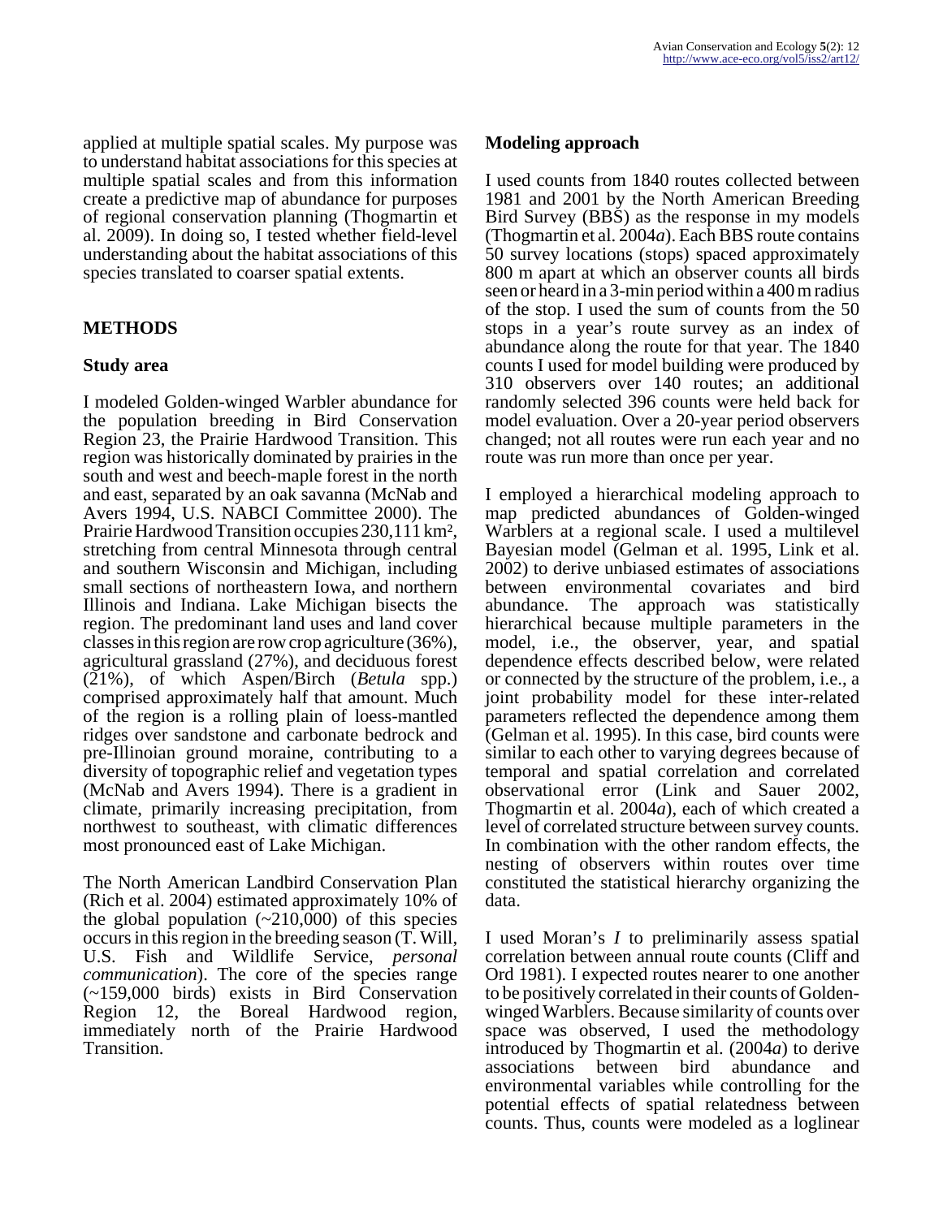applied at multiple spatial scales. My purpose was to understand habitat associations for this species at multiple spatial scales and from this information create a predictive map of abundance for purposes of regional conservation planning (Thogmartin et al. 2009). In doing so, I tested whether field-level understanding about the habitat associations of this species translated to coarser spatial extents.

## METHODS

### Study area

I modeled Golden-winged Warbler abundance for the population breeding in Bird Conservation Region 23, the Prairie Hardwood Transition. This region was historically dominated by prairies in the south and west and beech-maple forest in the north and east, separated by an oak savanna (McNab and Avers 1994, U.S. NABCI Committee 2000). The Prairie Hardwood Transition occupies 230,111 km², stretching from central Minnesota through central and southern Wisconsin and Michigan, including small sections of northeastern Iowa, and northern Illinois and Indiana. Lake Michigan bisects the region. The predominant land uses and land cover classes in this region are row crop agriculture (36%), agricultural grassland (27%), and deciduous forest (21%), of which Aspen/Birch (*Betula* spp.) comprised approximately half that amount. Much of the region is a rolling plain of loess-mantled ridges over sandstone and carbonate bedrock and pre-Illinoian ground moraine, contributing to a diversity of topographic relief and vegetation types (McNab and Avers 1994). There is a gradient in climate, primarily increasing precipitation, from northwest to southeast, with climatic differences most pronounced east of Lake Michigan.

The North American Landbird Conservation Plan (Rich et al. 2004) estimated approximately 10% of the global population (~210,000) of this species occurs in this region in the breeding season (T. Will, U.S. Fish and Wildlife Service, *personal communication*). The core of the species range (~159,000 birds) exists in Bird Conservation Region 12, the Boreal Hardwood region, immediately north of the Prairie Hardwood Transition.

### Modeling approach

I used counts from 1840 routes collected between 1981 and 2001 by the North American Breeding Bird Survey (BBS) as the response in my models (Thogmartin et al. 2004*a*). Each BBS route contains 50 survey locations (stops) spaced approximately 800 m apart at which an observer counts all birds seen or heard in a 3-min period within a 400 m radius of the stop. I used the sum of counts from the 50 stops in a year's route survey as an index of abundance along the route for that year. The 1840 counts I used for model building were produced by 310 observers over 140 routes; an additional randomly selected 396 counts were held back for model evaluation. Over a 20-year period observers changed; not all routes were run each year and no route was run more than once per year.

I employed a hierarchical modeling approach to map predicted abundances of Golden-winged Warblers at a regional scale. I used a multilevel Bayesian model (Gelman et al. 1995, Link et al. 2002) to derive unbiased estimates of associations between environmental covariates and bird abundance. The approach was statistically hierarchical because multiple parameters in the model, i.e., the observer, year, and spatial dependence effects described below, were related or connected by the structure of the problem, i.e., a joint probability model for these inter-related parameters reflected the dependence among them (Gelman et al. 1995). In this case, bird counts were similar to each other to varying degrees because of temporal and spatial correlation and correlated observational error (Link and Sauer 2002, Thogmartin et al. 2004*a*), each of which created a level of correlated structure between survey counts. In combination with the other random effects, the nesting of observers within routes over time constituted the statistical hierarchy organizing the data.

I used Moran's *I* to preliminarily assess spatial correlation between annual route counts (Cliff and Ord 1981). I expected routes nearer to one another to be positively correlated in their counts of Golden-winged Warblers. Because similarity of counts over space was observed, I used the methodology introduced by Thogmartin et al. (2004*a*) to derive associations between bird abundance and environmental variables while controlling for the potential effects of spatial relatedness between counts. Thus, counts were modeled as a loglinear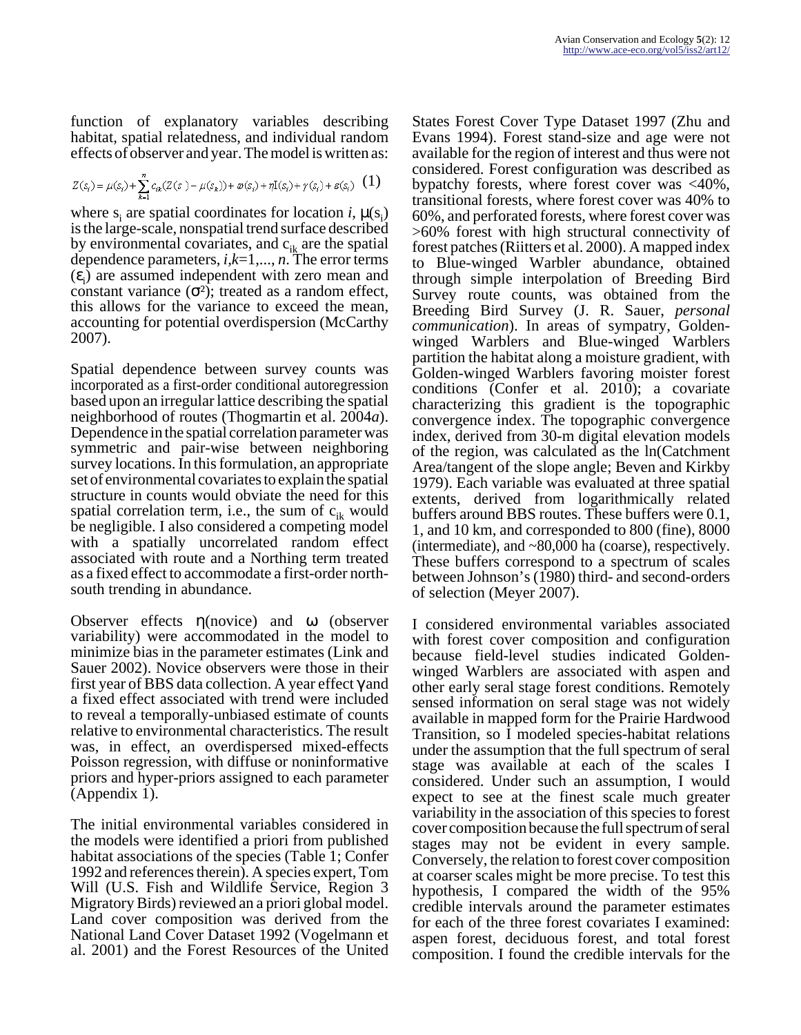function of explanatory variables describing habitat, spatial relatedness, and individual random effects of observer and year. The model is written as:

$$Z(s_i) = \mu(s_i) + \sum_{k=1}^{n} c_{ik}(Z(s_i) - \mu(s_k)) + \omega(s_i) + \eta I(s_i) + \gamma(s_i) + \varepsilon(s_i) \quad (1)$$

where $s_i$ are spatial coordinates for location *i*, $\mu(s_i)$ is the large-scale, nonspatial trend surface described by environmental covariates, and $c_{ik}$ are the spatial dependence parameters, $i,k=1,..., n$. The error terms ($\varepsilon_i$) are assumed independent with zero mean and constant variance ($\sigma^2$); treated as a random effect, this allows for the variance to exceed the mean, accounting for potential overdispersion (McCarthy 2007).

Spatial dependence between survey counts was incorporated as a first-order conditional autoregression based upon an irregular lattice describing the spatial neighborhood of routes (Thogmartin et al. 2004*a*). Dependence in the spatial correlation parameter was symmetric and pair-wise between neighboring survey locations. In this formulation, an appropriate set of environmental covariates to explain the spatial structure in counts would obviate the need for this spatial correlation term, i.e., the sum of $c_{ik}$ would be negligible. I also considered a competing model with a spatially uncorrelated random effect associated with route and a Northing term treated as a fixed effect to accommodate a first-order north-south trending in abundance.

Observer effects $\eta$(novice) and $\omega$ (observer variability) were accommodated in the model to minimize bias in the parameter estimates (Link and Sauer 2002). Novice observers were those in their first year of BBS data collection. A year effect $\gamma$ and a fixed effect associated with trend were included to reveal a temporally-unbiased estimate of counts relative to environmental characteristics. The result was, in effect, an overdispersed mixed-effects Poisson regression, with diffuse or noninformative priors and hyper-priors assigned to each parameter (Appendix 1).

The initial environmental variables considered in the models were identified a priori from published habitat associations of the species (Table 1; Confer 1992 and references therein). A species expert, Tom Will (U.S. Fish and Wildlife Service, Region 3 Migratory Birds) reviewed an a priori global model. Land cover composition was derived from the National Land Cover Dataset 1992 (Vogelmann et al. 2001) and the Forest Resources of the United States Forest Cover Type Dataset 1997 (Zhu and Evans 1994). Forest stand-size and age were not available for the region of interest and thus were not considered. Forest configuration was described as bypatchy forests, where forest cover was <40%, transitional forests, where forest cover was 40% to 60%, and perforated forests, where forest cover was >60% forest with high structural connectivity of forest patches (Riitters et al. 2000). A mapped index to Blue-winged Warbler abundance, obtained through simple interpolation of Breeding Bird Survey route counts, was obtained from the Breeding Bird Survey (J. R. Sauer, *personal communication*). In areas of sympatry, Golden-winged Warblers and Blue-winged Warblers partition the habitat along a moisture gradient, with Golden-winged Warblers favoring moister forest conditions (Confer et al. 2010); a covariate characterizing this gradient is the topographic convergence index. The topographic convergence index, derived from 30-m digital elevation models of the region, was calculated as the ln(Catchment Area/tangent of the slope angle; Beven and Kirkby 1979). Each variable was evaluated at three spatial extents, derived from logarithmically related buffers around BBS routes. These buffers were 0.1, 1, and 10 km, and corresponded to 800 (fine), 8000 (intermediate), and ~80,000 ha (coarse), respectively. These buffers correspond to a spectrum of scales between Johnson's (1980) third- and second-orders of selection (Meyer 2007).

I considered environmental variables associated with forest cover composition and configuration because field-level studies indicated Golden-winged Warblers are associated with aspen and other early seral stage forest conditions. Remotely sensed information on seral stage was not widely available in mapped form for the Prairie Hardwood Transition, so I modeled species-habitat relations under the assumption that the full spectrum of seral stage was available at each of the scales I considered. Under such an assumption, I would expect to see at the finest scale much greater variability in the association of this species to forest cover composition because the full spectrum of seral stages may not be evident in every sample. Conversely, the relation to forest cover composition at coarser scales might be more precise. To test this hypothesis, I compared the width of the 95% credible intervals around the parameter estimates for each of the three forest covariates I examined: aspen forest, deciduous forest, and total forest composition. I found the credible intervals for the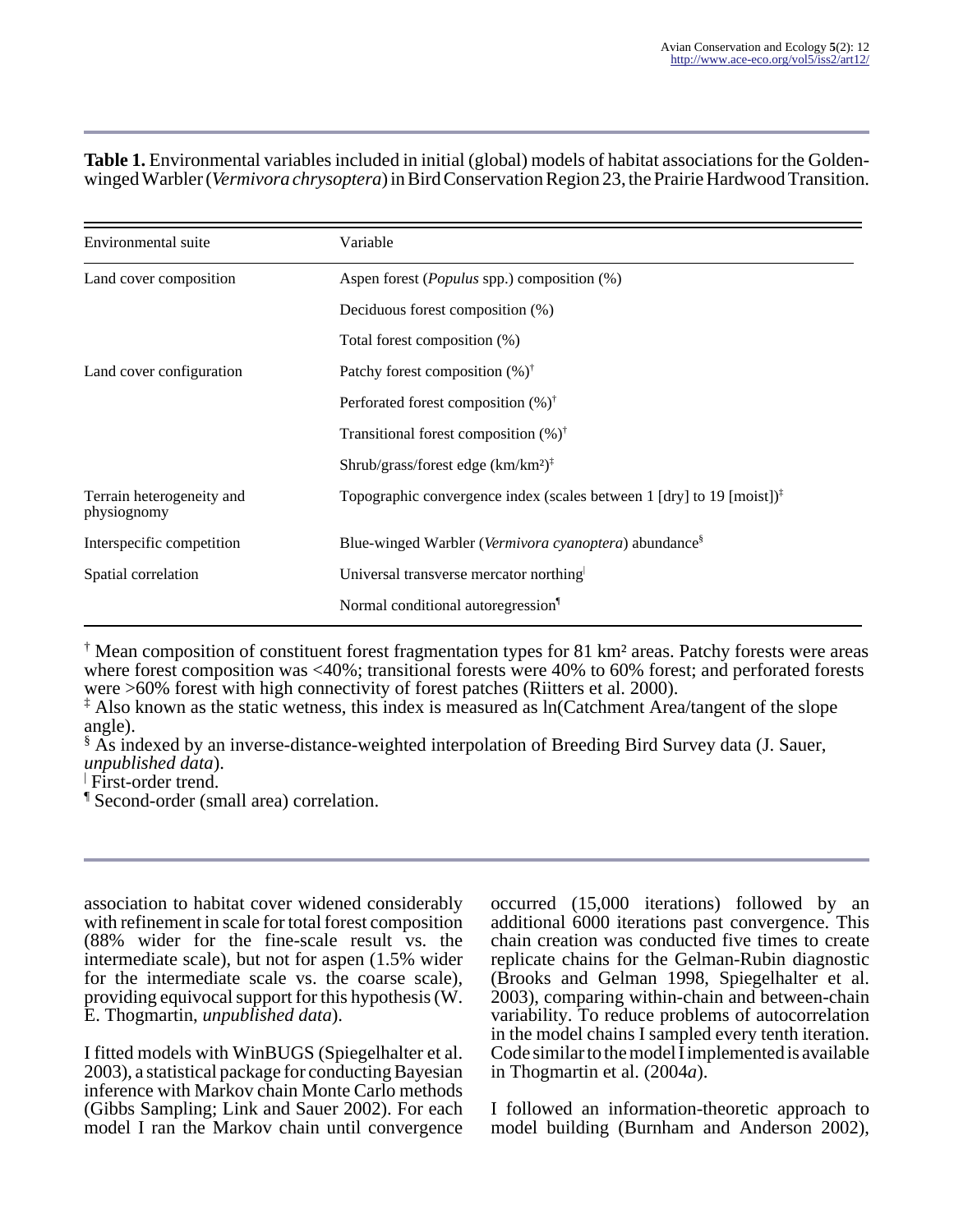**Table 1.** Environmental variables included in initial (global) models of habitat associations for the Golden-winged Warbler (*Vermivora chrysoptera*) in Bird Conservation Region 23, the Prairie Hardwood Transition.

| Environmental suite | Variable |
|---|---|
| Land cover composition | Aspen forest (*Populus* spp.) composition (%) |
| | Deciduous forest composition (%) |
| | Total forest composition (%) |
| Land cover configuration | Patchy forest composition (%)[†] |
| | Perforated forest composition (%)[†] |
| | Transitional forest composition (%)[†] |
| | Shrub/grass/forest edge (km/km²)[‡] |
| Terrain heterogeneity and physiognomy | Topographic convergence index (scales between 1 [dry] to 19 [moist])[‡] |
| Interspecific competition | Blue-winged Warbler (*Vermivora cyanoptera*) abundance[§] |
| Spatial correlation | Universal transverse mercator northing[|] |
| | Normal conditional autoregression[¶] |

[†] Mean composition of constituent forest fragmentation types for 81 km² areas. Patchy forests were areas where forest composition was <40%; transitional forests were 40% to 60% forest; and perforated forests were >60% forest with high connectivity of forest patches (Riitters et al. 2000).
[‡] Also known as the static wetness, this index is measured as ln(Catchment Area/tangent of the slope angle).
[§] As indexed by an inverse-distance-weighted interpolation of Breeding Bird Survey data (J. Sauer, *unpublished data*).
[|] First-order trend.
[¶] Second-order (small area) correlation.

association to habitat cover widened considerably with refinement in scale for total forest composition (88% wider for the fine-scale result vs. the intermediate scale), but not for aspen (1.5% wider for the intermediate scale vs. the coarse scale), providing equivocal support for this hypothesis (W. E. Thogmartin, *unpublished data*).

I fitted models with WinBUGS (Spiegelhalter et al. 2003), a statistical package for conducting Bayesian inference with Markov chain Monte Carlo methods (Gibbs Sampling; Link and Sauer 2002). For each model I ran the Markov chain until convergence occurred (15,000 iterations) followed by an additional 6000 iterations past convergence. This chain creation was conducted five times to create replicate chains for the Gelman-Rubin diagnostic (Brooks and Gelman 1998, Spiegelhalter et al. 2003), comparing within-chain and between-chain variability. To reduce problems of autocorrelation in the model chains I sampled every tenth iteration. Code similar to the model I implemented is available in Thogmartin et al. (2004*a*).

I followed an information-theoretic approach to model building (Burnham and Anderson 2002),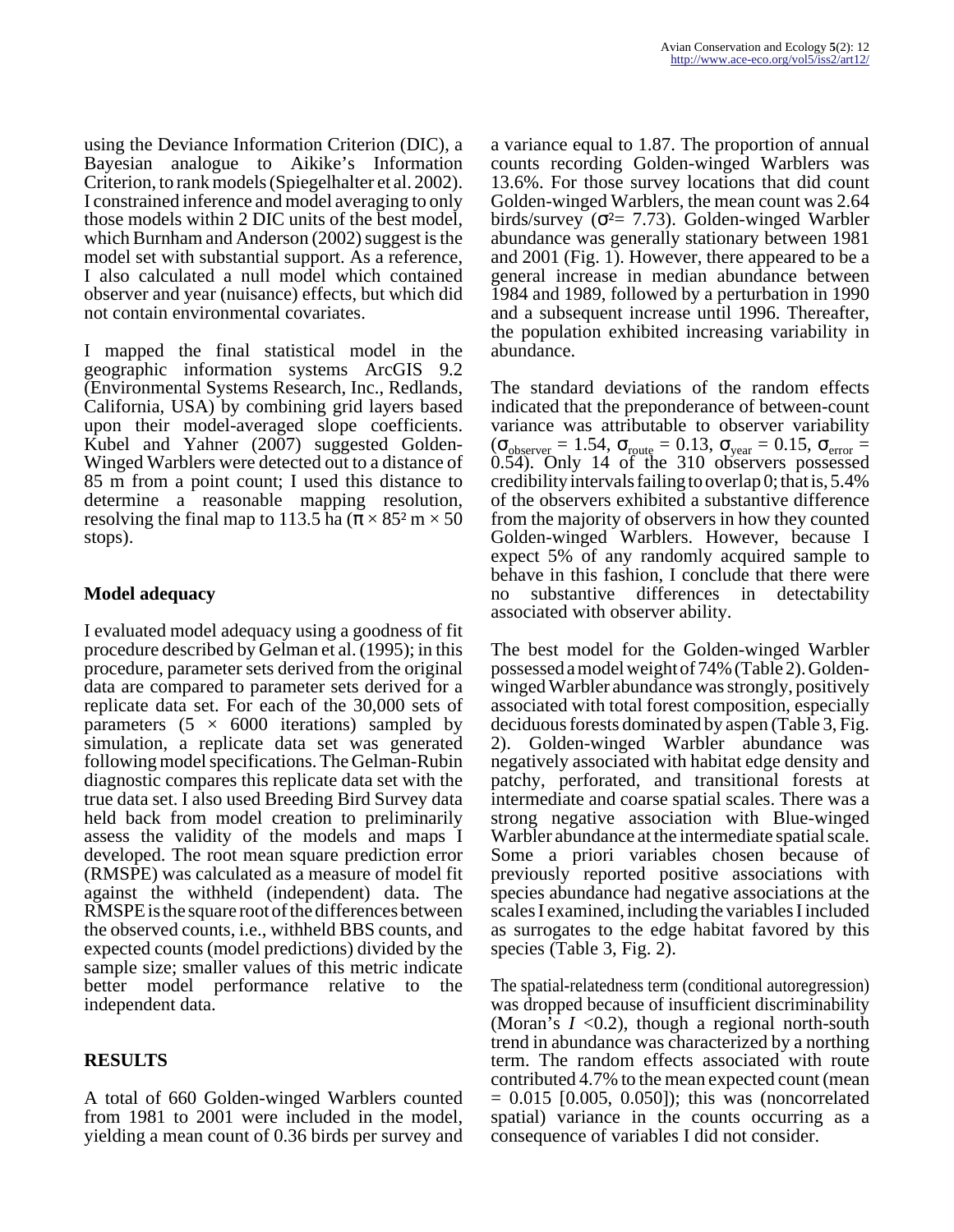using the Deviance Information Criterion (DIC), a Bayesian analogue to Aikike's Information Criterion, to rank models (Spiegelhalter et al. 2002). I constrained inference and model averaging to only those models within 2 DIC units of the best model, which Burnham and Anderson (2002) suggest is the model set with substantial support. As a reference, I also calculated a null model which contained observer and year (nuisance) effects, but which did not contain environmental covariates.

I mapped the final statistical model in the geographic information systems ArcGIS 9.2 (Environmental Systems Research, Inc., Redlands, California, USA) by combining grid layers based upon their model-averaged slope coefficients. Kubel and Yahner (2007) suggested Golden-Winged Warblers were detected out to a distance of 85 m from a point count; I used this distance to determine a reasonable mapping resolution, resolving the final map to 113.5 ha ($\pi \times 85^2$ m $\times$ 50 stops).

## Model adequacy

I evaluated model adequacy using a goodness of fit procedure described by Gelman et al. (1995); in this procedure, parameter sets derived from the original data are compared to parameter sets derived for a replicate data set. For each of the 30,000 sets of parameters (5 $\times$ 6000 iterations) sampled by simulation, a replicate data set was generated following model specifications. The Gelman-Rubin diagnostic compares this replicate data set with the true data set. I also used Breeding Bird Survey data held back from model creation to preliminarily assess the validity of the models and maps I developed. The root mean square prediction error (RMSPE) was calculated as a measure of model fit against the withheld (independent) data. The RMSPE is the square root of the differences between the observed counts, i.e., withheld BBS counts, and expected counts (model predictions) divided by the sample size; smaller values of this metric indicate better model performance relative to the independent data.

## RESULTS

A total of 660 Golden-winged Warblers counted from 1981 to 2001 were included in the model, yielding a mean count of 0.36 birds per survey and a variance equal to 1.87. The proportion of annual counts recording Golden-winged Warblers was 13.6%. For those survey locations that did count Golden-winged Warblers, the mean count was 2.64 birds/survey ($\sigma^2$= 7.73). Golden-winged Warbler abundance was generally stationary between 1981 and 2001 (Fig. 1). However, there appeared to be a general increase in median abundance between 1984 and 1989, followed by a perturbation in 1990 and a subsequent increase until 1996. Thereafter, the population exhibited increasing variability in abundance.

The standard deviations of the random effects indicated that the preponderance of between-count variance was attributable to observer variability ($\sigma_{observer}$ = 1.54, $\sigma_{route}$ = 0.13, $\sigma_{year}$ = 0.15, $\sigma_{error}$ = 0.54). Only 14 of the 310 observers possessed credibility intervals failing to overlap 0; that is, 5.4% of the observers exhibited a substantive difference from the majority of observers in how they counted Golden-winged Warblers. However, because I expect 5% of any randomly acquired sample to behave in this fashion, I conclude that there were no substantive differences in detectability associated with observer ability.

The best model for the Golden-winged Warbler possessed a model weight of 74% (Table 2). Golden-winged Warbler abundance was strongly, positively associated with total forest composition, especially deciduous forests dominated by aspen (Table 3, Fig. 2). Golden-winged Warbler abundance was negatively associated with habitat edge density and patchy, perforated, and transitional forests at intermediate and coarse spatial scales. There was a strong negative association with Blue-winged Warbler abundance at the intermediate spatial scale. Some a priori variables chosen because of previously reported positive associations with species abundance had negative associations at the scales I examined, including the variables I included as surrogates to the edge habitat favored by this species (Table 3, Fig. 2).

The spatial-relatedness term (conditional autoregression) was dropped because of insufficient discriminability (Moran's $I$ <0.2), though a regional north-south trend in abundance was characterized by a northing term. The random effects associated with route contributed 4.7% to the mean expected count (mean = 0.015 [0.005, 0.050]); this was (noncorrelated spatial) variance in the counts occurring as a consequence of variables I did not consider.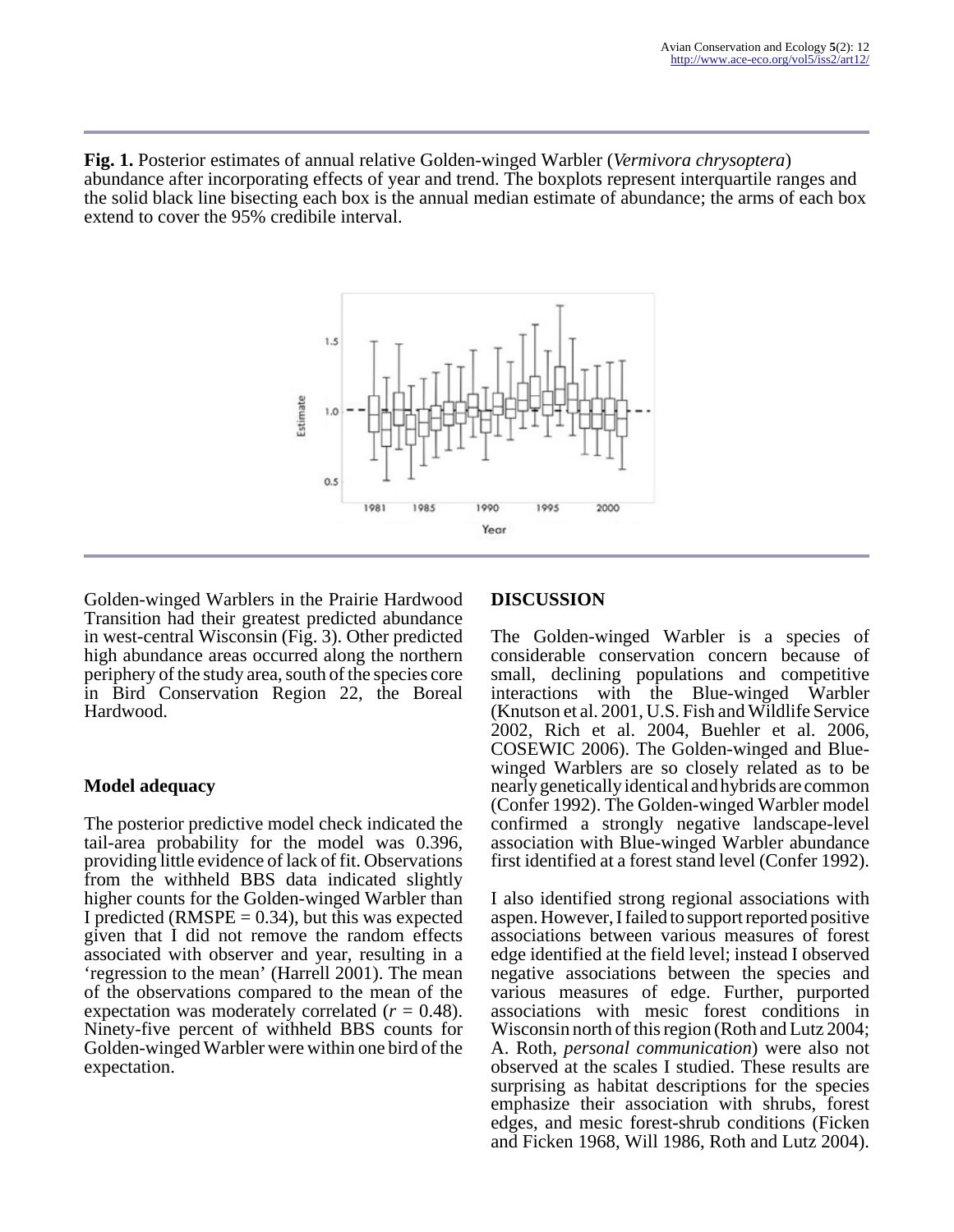**Fig. 1.** Posterior estimates of annual relative Golden-winged Warbler (*Vermivora chrysoptera*) abundance after incorporating effects of year and trend. The boxplots represent interquartile ranges and the solid black line bisecting each box is the annual median estimate of abundance; the arms of each box extend to cover the 95% credibile interval.

Golden-winged Warblers in the Prairie Hardwood Transition had their greatest predicted abundance in west-central Wisconsin (Fig. 3). Other predicted high abundance areas occurred along the northern periphery of the study area, south of the species core in Bird Conservation Region 22, the Boreal Hardwood.

### Model adequacy

The posterior predictive model check indicated the tail-area probability for the model was 0.396, providing little evidence of lack of fit. Observations from the withheld BBS data indicated slightly higher counts for the Golden-winged Warbler than I predicted (RMSPE = 0.34), but this was expected given that I did not remove the random effects associated with observer and year, resulting in a 'regression to the mean' (Harrell 2001). The mean of the observations compared to the mean of the expectation was moderately correlated ($r = 0.48$). Ninety-five percent of withheld BBS counts for Golden-winged Warbler were within one bird of the expectation.

## DISCUSSION

The Golden-winged Warbler is a species of considerable conservation concern because of small, declining populations and competitive interactions with the Blue-winged Warbler (Knutson et al. 2001, U.S. Fish and Wildlife Service 2002, Rich et al. 2004, Buehler et al. 2006, COSEWIC 2006). The Golden-winged and Blue-winged Warblers are so closely related as to be nearly genetically identical and hybrids are common (Confer 1992). The Golden-winged Warbler model confirmed a strongly negative landscape-level association with Blue-winged Warbler abundance first identified at a forest stand level (Confer 1992).

I also identified strong regional associations with aspen. However, I failed to support reported positive associations between various measures of forest edge identified at the field level; instead I observed negative associations between the species and various measures of edge. Further, purported associations with mesic forest conditions in Wisconsin north of this region (Roth and Lutz 2004; A. Roth, *personal communication*) were also not observed at the scales I studied. These results are surprising as habitat descriptions for the species emphasize their association with shrubs, forest edges, and mesic forest-shrub conditions (Ficken and Ficken 1968, Will 1986, Roth and Lutz 2004).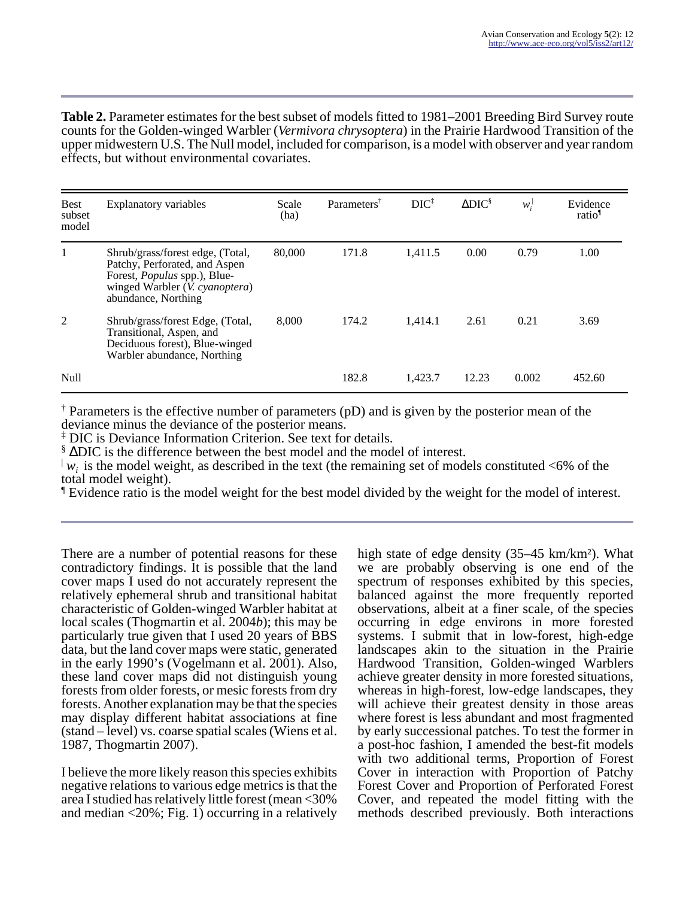**Table 2.** Parameter estimates for the best subset of models fitted to 1981–2001 Breeding Bird Survey route counts for the Golden-winged Warbler (*Vermivora chrysoptera*) in the Prairie Hardwood Transition of the upper midwestern U.S. The Null model, included for comparison, is a model with observer and year random effects, but without environmental covariates.

| Best subset model | Explanatory variables | Scale (ha) | Parameters[†] | DIC[‡] | ΔDIC[§] | $w_i$[|] | Evidence ratio[¶] |
|---|---|---|---|---|---|---|---|
| 1 | Shrub/grass/forest edge, (Total, Patchy, Perforated, and Aspen Forest, *Populus* spp.), Blue-winged Warbler (*V. cyanoptera*) abundance, Northing | 80,000 | 171.8 | 1,411.5 | 0.00 | 0.79 | 1.00 |
| 2 | Shrub/grass/forest Edge, (Total, Transitional, Aspen, and Deciduous forest), Blue-winged Warbler abundance, Northing | 8,000 | 174.2 | 1,414.1 | 2.61 | 0.21 | 3.69 |
| Null | | | 182.8 | 1,423.7 | 12.23 | 0.002 | 452.60 |

[†] Parameters is the effective number of parameters (pD) and is given by the posterior mean of the deviance minus the deviance of the posterior means.
[‡] DIC is Deviance Information Criterion. See text for details.
[§] ΔDIC is the difference between the best model and the model of interest.
[|] $w_i$ is the model weight, as described in the text (the remaining set of models constituted <6% of the total model weight).
[¶] Evidence ratio is the model weight for the best model divided by the weight for the model of interest.

There are a number of potential reasons for these contradictory findings. It is possible that the land cover maps I used do not accurately represent the relatively ephemeral shrub and transitional habitat characteristic of Golden-winged Warbler habitat at local scales (Thogmartin et al. 2004*b*); this may be particularly true given that I used 20 years of BBS data, but the land cover maps were static, generated in the early 1990's (Vogelmann et al. 2001). Also, these land cover maps did not distinguish young forests from older forests, or mesic forests from dry forests. Another explanation may be that the species may display different habitat associations at fine (stand – level) vs. coarse spatial scales (Wiens et al. 1987, Thogmartin 2007).

I believe the more likely reason this species exhibits negative relations to various edge metrics is that the area I studied has relatively little forest (mean <30% and median <20%; Fig. 1) occurring in a relatively high state of edge density (35–45 km/km²). What we are probably observing is one end of the spectrum of responses exhibited by this species, balanced against the more frequently reported observations, albeit at a finer scale, of the species occurring in edge environs in more forested systems. I submit that in low-forest, high-edge landscapes akin to the situation in the Prairie Hardwood Transition, Golden-winged Warblers achieve greater density in more forested situations, whereas in high-forest, low-edge landscapes, they will achieve their greatest density in those areas where forest is less abundant and most fragmented by early successional patches. To test the former in a post-hoc fashion, I amended the best-fit models with two additional terms, Proportion of Forest Cover in interaction with Proportion of Patchy Forest Cover and Proportion of Perforated Forest Cover, and repeated the model fitting with the methods described previously. Both interactions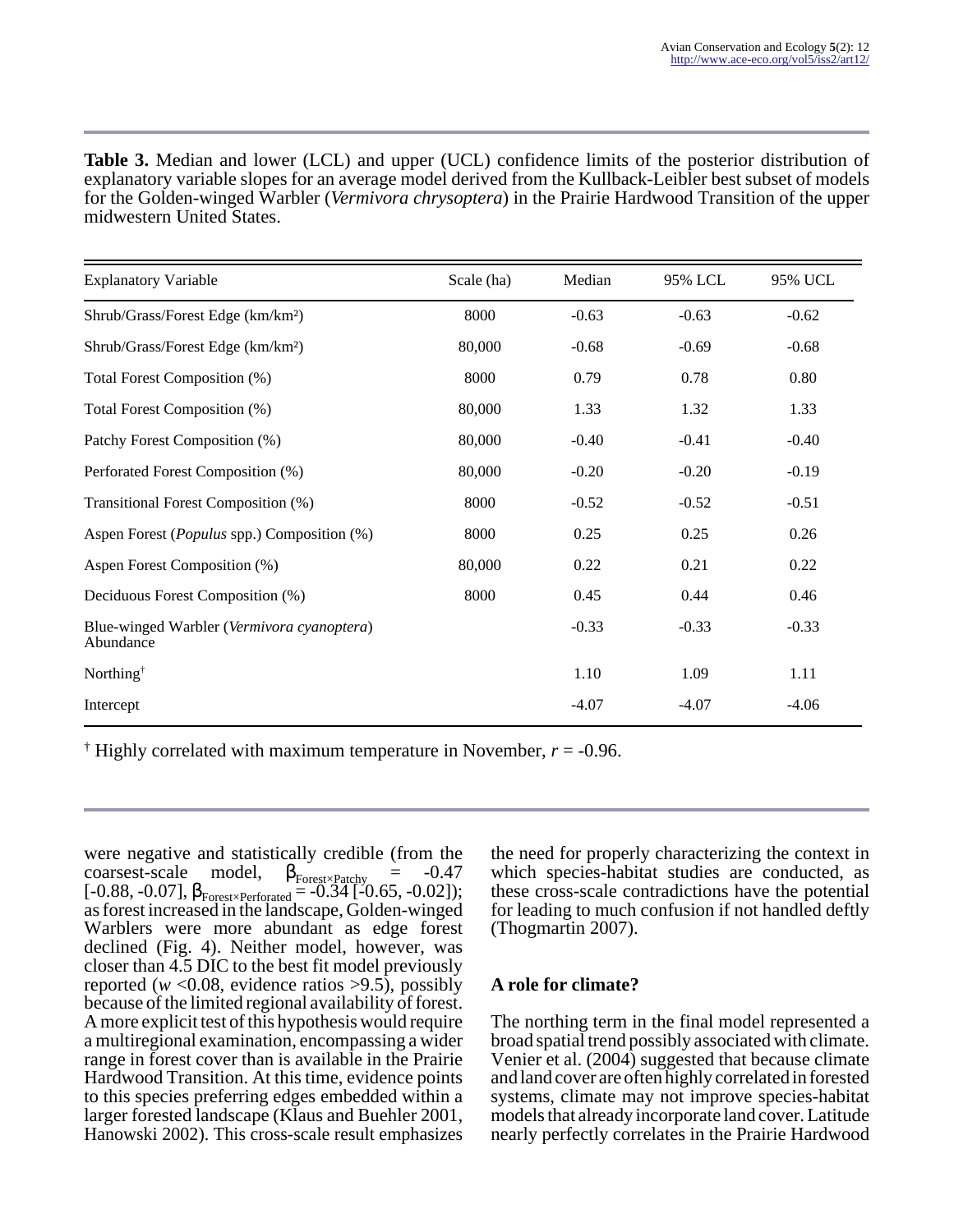**Table 3.** Median and lower (LCL) and upper (UCL) confidence limits of the posterior distribution of explanatory variable slopes for an average model derived from the Kullback-Leibler best subset of models for the Golden-winged Warbler (*Vermivora chrysoptera*) in the Prairie Hardwood Transition of the upper midwestern United States.

| Explanatory Variable | Scale (ha) | Median | 95% LCL | 95% UCL |
|---|---|---|---|---|
| Shrub/Grass/Forest Edge (km/km²) | 8000 | -0.63 | -0.63 | -0.62 |
| Shrub/Grass/Forest Edge (km/km²) | 80,000 | -0.68 | -0.69 | -0.68 |
| Total Forest Composition (%) | 8000 | 0.79 | 0.78 | 0.80 |
| Total Forest Composition (%) | 80,000 | 1.33 | 1.32 | 1.33 |
| Patchy Forest Composition (%) | 80,000 | -0.40 | -0.41 | -0.40 |
| Perforated Forest Composition (%) | 80,000 | -0.20 | -0.20 | -0.19 |
| Transitional Forest Composition (%) | 8000 | -0.52 | -0.52 | -0.51 |
| Aspen Forest (*Populus* spp.) Composition (%) | 8000 | 0.25 | 0.25 | 0.26 |
| Aspen Forest Composition (%) | 80,000 | 0.22 | 0.21 | 0.22 |
| Deciduous Forest Composition (%) | 8000 | 0.45 | 0.44 | 0.46 |
| Blue-winged Warbler (*Vermivora cyanoptera*) Abundance | | -0.33 | -0.33 | -0.33 |
| Northing† | | 1.10 | 1.09 | 1.11 |
| Intercept | | -4.07 | -4.07 | -4.06 |

† Highly correlated with maximum temperature in November, $r = -0.96$.

were negative and statistically credible (from the coarsest-scale model, $\beta_{Forest \times Patchy} = -0.47$ [-0.88, -0.07], $\beta_{Forest \times Perforated} = -0.34$ [-0.65, -0.02]); as forest increased in the landscape, Golden-winged Warblers were more abundant as edge forest declined (Fig. 4). Neither model, however, was closer than 4.5 DIC to the best fit model previously reported ($w$ <0.08, evidence ratios >9.5), possibly because of the limited regional availability of forest. A more explicit test of this hypothesis would require a multiregional examination, encompassing a wider range in forest cover than is available in the Prairie Hardwood Transition. At this time, evidence points to this species preferring edges embedded within a larger forested landscape (Klaus and Buehler 2001, Hanowski 2002). This cross-scale result emphasizes the need for properly characterizing the context in which species-habitat studies are conducted, as these cross-scale contradictions have the potential for leading to much confusion if not handled deftly (Thogmartin 2007).

## A role for climate?

The northing term in the final model represented a broad spatial trend possibly associated with climate. Venier et al. (2004) suggested that because climate and land cover are often highly correlated in forested systems, climate may not improve species-habitat models that already incorporate land cover. Latitude nearly perfectly correlates in the Prairie Hardwood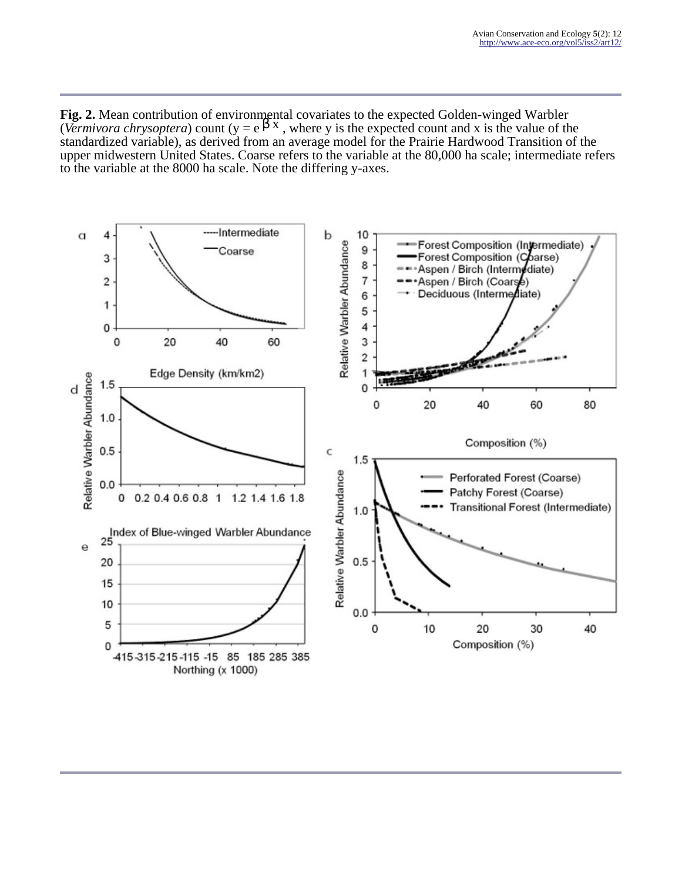**Fig. 2.** Mean contribution of environmental covariates to the expected Golden-winged Warbler (*Vermivora chrysoptera*) count ($y = e^{\beta x}$, where y is the expected count and x is the value of the standardized variable), as derived from an average model for the Prairie Hardwood Transition of the upper midwestern United States. Coarse refers to the variable at the 80,000 ha scale; intermediate refers to the variable at the 8000 ha scale. Note the differing y-axes.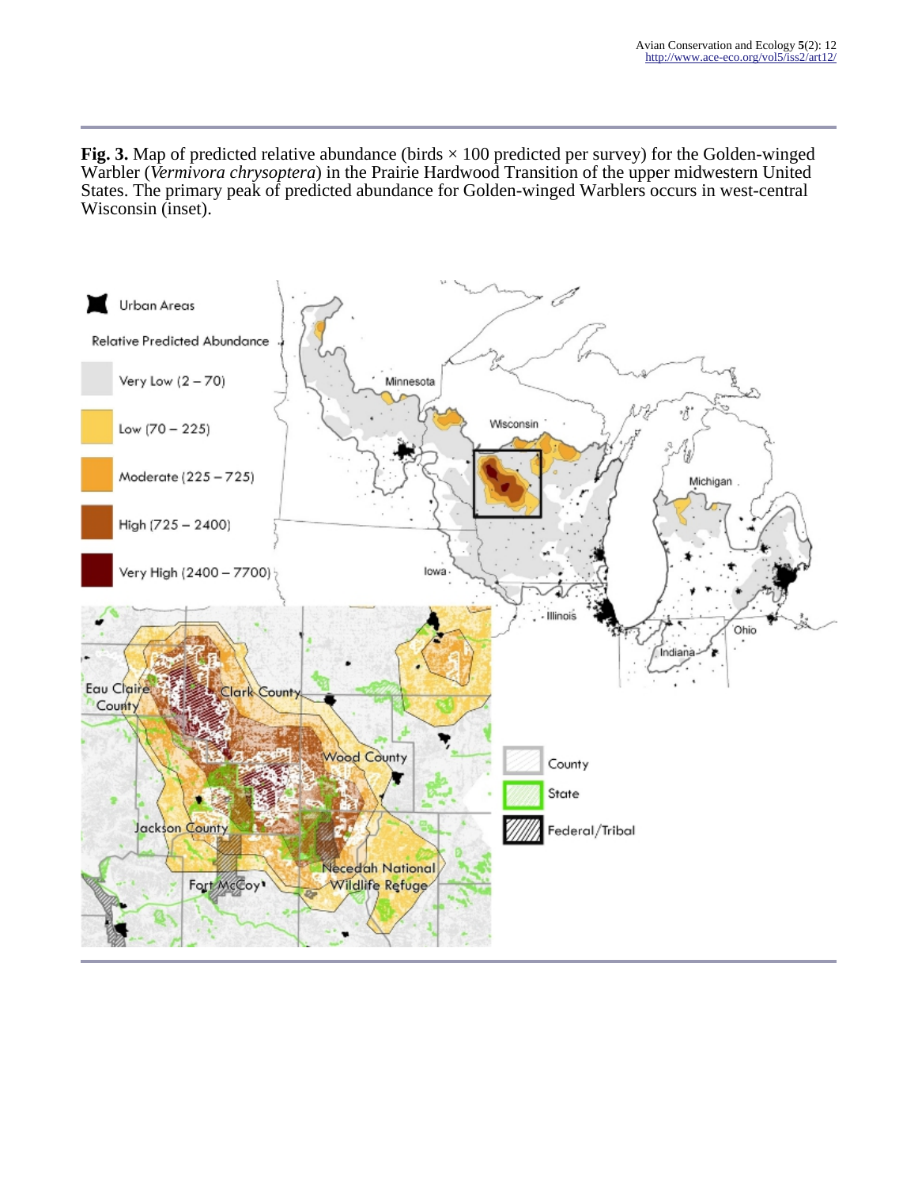**Fig. 3.** Map of predicted relative abundance (birds × 100 predicted per survey) for the Golden-winged Warbler (*Vermivora chrysoptera*) in the Prairie Hardwood Transition of the upper midwestern United States. The primary peak of predicted abundance for Golden-winged Warblers occurs in west-central Wisconsin (inset).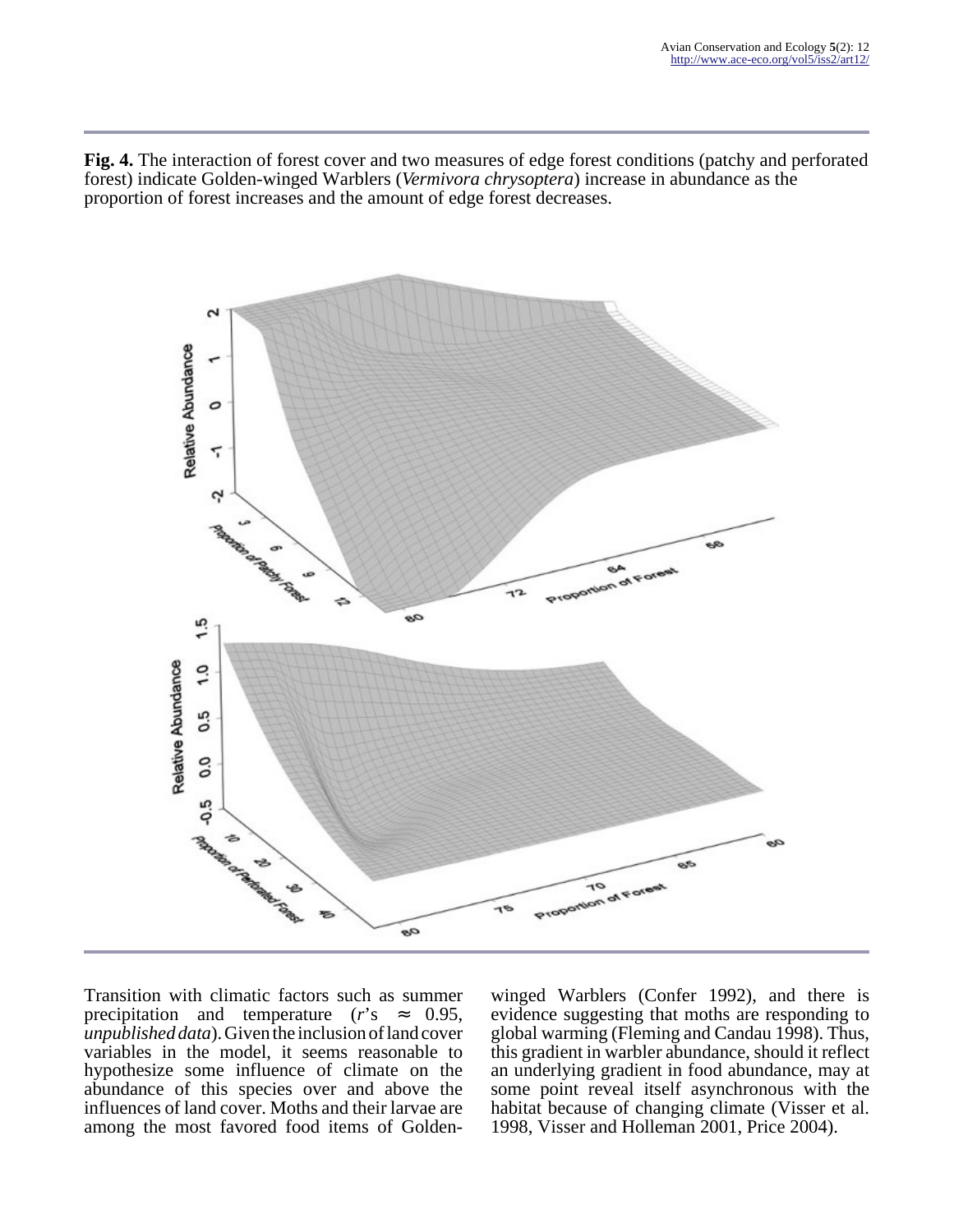**Fig. 4.** The interaction of forest cover and two measures of edge forest conditions (patchy and perforated forest) indicate Golden-winged Warblers (*Vermivora chrysoptera*) increase in abundance as the proportion of forest increases and the amount of edge forest decreases.

Transition with climatic factors such as summer precipitation and temperature ($r$'s $\approx$ 0.95, *unpublished data*). Given the inclusion of land cover variables in the model, it seems reasonable to hypothesize some influence of climate on the abundance of this species over and above the influences of land cover. Moths and their larvae are among the most favored food items of Golden-winged Warblers (Confer 1992), and there is evidence suggesting that moths are responding to global warming (Fleming and Candau 1998). Thus, this gradient in warbler abundance, should it reflect an underlying gradient in food abundance, may at some point reveal itself asynchronous with the habitat because of changing climate (Visser et al. 1998, Visser and Holleman 2001, Price 2004).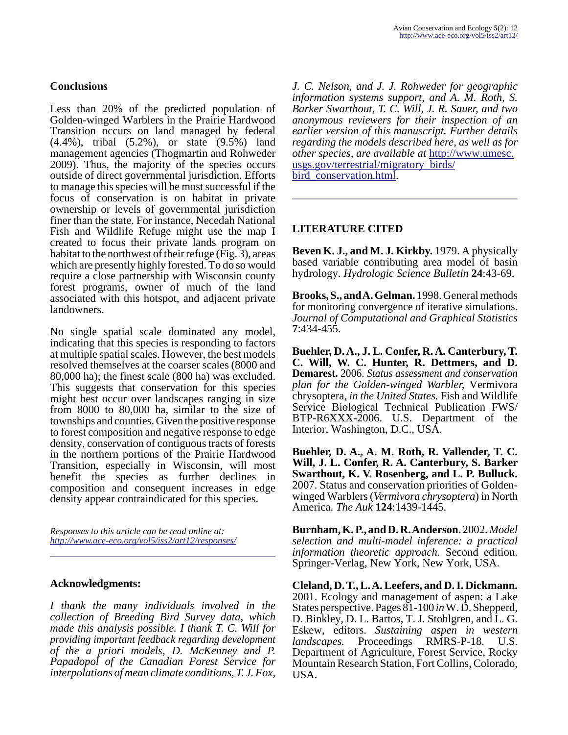## Conclusions

Less than 20% of the predicted population of Golden-winged Warblers in the Prairie Hardwood Transition occurs on land managed by federal (4.4%), tribal (5.2%), or state (9.5%) land management agencies (Thogmartin and Rohweder 2009). Thus, the majority of the species occurs outside of direct governmental jurisdiction. Efforts to manage this species will be most successful if the focus of conservation is on habitat in private ownership or levels of governmental jurisdiction finer than the state. For instance, Necedah National Fish and Wildlife Refuge might use the map I created to focus their private lands program on habitat to the northwest of their refuge (Fig. 3), areas which are presently highly forested. To do so would require a close partnership with Wisconsin county forest programs, owner of much of the land associated with this hotspot, and adjacent private landowners.

No single spatial scale dominated any model, indicating that this species is responding to factors at multiple spatial scales. However, the best models resolved themselves at the coarser scales (8000 and 80,000 ha); the finest scale (800 ha) was excluded. This suggests that conservation for this species might best occur over landscapes ranging in size from 8000 to 80,000 ha, similar to the size of townships and counties. Given the positive response to forest composition and negative response to edge density, conservation of contiguous tracts of forests in the northern portions of the Prairie Hardwood Transition, especially in Wisconsin, will most benefit the species as further declines in composition and consequent increases in edge density appear contraindicated for this species.

*Responses to this article can be read online at:* *http://www.ace-eco.org/vol5/iss2/art12/responses/*

## Acknowledgments:

*I thank the many individuals involved in the collection of Breeding Bird Survey data, which made this analysis possible. I thank T. C. Will for providing important feedback regarding development of the a priori models, D. McKenney and P. Papadopol of the Canadian Forest Service for interpolations of mean climate conditions, T. J. Fox, J. C. Nelson, and J. J. Rohweder for geographic information systems support, and A. M. Roth, S. Barker Swarthout, T. C. Will, J. R. Sauer, and two anonymous reviewers for their inspection of an earlier version of this manuscript. Further details regarding the models described here, as well as for other species, are available at* http://www.umesc.usgs.gov/terrestrial/migratory_birds/bird_conservation.html.

## LITERATURE CITED

**Beven K. J., and M. J. Kirkby.** 1979. A physically based variable contributing area model of basin hydrology. *Hydrologic Science Bulletin* **24**:43-69.

**Brooks, S., and A. Gelman.** 1998. General methods for monitoring convergence of iterative simulations. *Journal of Computational and Graphical Statistics* **7**:434-455.

**Buehler, D. A., J. L. Confer, R. A. Canterbury, T. C. Will, W. C. Hunter, R. Dettmers, and D. Demarest.** 2006. *Status assessment and conservation plan for the Golden-winged Warbler,* Vermivora chrysoptera, *in the United States.* Fish and Wildlife Service Biological Technical Publication FWS/BTP-R6XXX-2006. U.S. Department of the Interior, Washington, D.C., USA.

**Buehler, D. A., A. M. Roth, R. Vallender, T. C. Will, J. L. Confer, R. A. Canterbury, S. Barker Swarthout, K. V. Rosenberg, and L. P. Bulluck.** 2007. Status and conservation priorities of Golden-winged Warblers (*Vermivora chrysoptera*) in North America. *The Auk* **124**:1439-1445.

**Burnham, K. P., and D. R. Anderson.** 2002. *Model selection and multi-model inference: a practical information theoretic approach.* Second edition. Springer-Verlag, New York, New York, USA.

**Cleland, D. T., L. A. Leefers, and D. I. Dickmann.** 2001. Ecology and management of aspen: a Lake States perspective. Pages 81-100 *in* W. D. Shepperd, D. Binkley, D. L. Bartos, T. J. Stohlgren, and L. G. Eskew, editors. *Sustaining aspen in western landscapes.* Proceedings RMRS-P-18. U.S. Department of Agriculture, Forest Service, Rocky Mountain Research Station, Fort Collins, Colorado, USA.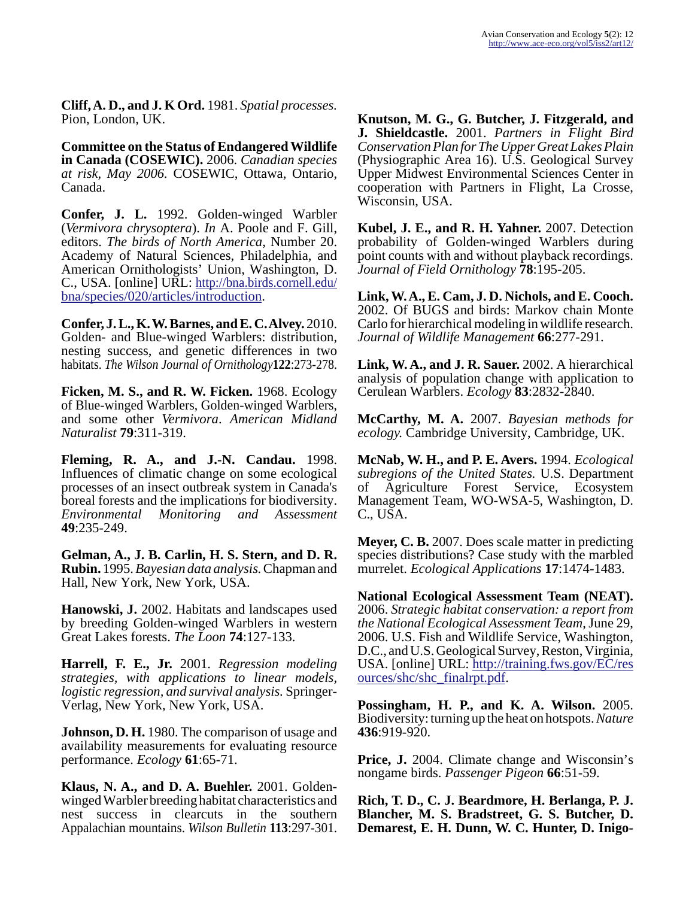**Cliff, A. D., and J. K Ord.** 1981. *Spatial processes.* Pion, London, UK.

**Committee on the Status of Endangered Wildlife in Canada (COSEWIC).** 2006. *Canadian species at risk, May 2006.* COSEWIC, Ottawa, Ontario, Canada.

**Confer, J. L.** 1992. Golden-winged Warbler (*Vermivora chrysoptera*). *In* A. Poole and F. Gill, editors. *The birds of North America*, Number 20. Academy of Natural Sciences, Philadelphia, and American Ornithologists' Union, Washington, D. C., USA. [online] URL: http://bna.birds.cornell.edu/bna/species/020/articles/introduction.

**Confer, J. L., K. W. Barnes, and E. C. Alvey.** 2010. Golden- and Blue-winged Warblers: distribution, nesting success, and genetic differences in two habitats. *The Wilson Journal of Ornithology* **122**:273-278.

**Ficken, M. S., and R. W. Ficken.** 1968. Ecology of Blue-winged Warblers, Golden-winged Warblers, and some other *Vermivora*. *American Midland Naturalist* **79**:311-319.

**Fleming, R. A., and J.-N. Candau.** 1998. Influences of climatic change on some ecological processes of an insect outbreak system in Canada's boreal forests and the implications for biodiversity. *Environmental Monitoring and Assessment* **49**:235-249.

**Gelman, A., J. B. Carlin, H. S. Stern, and D. R. Rubin.** 1995. *Bayesian data analysis.* Chapman and Hall, New York, New York, USA.

**Hanowski, J.** 2002. Habitats and landscapes used by breeding Golden-winged Warblers in western Great Lakes forests. *The Loon* **74**:127-133.

**Harrell, F. E., Jr.** 2001. *Regression modeling strategies, with applications to linear models, logistic regression, and survival analysis.* Springer-Verlag, New York, New York, USA.

**Johnson, D. H.** 1980. The comparison of usage and availability measurements for evaluating resource performance. *Ecology* **61**:65-71.

**Klaus, N. A., and D. A. Buehler.** 2001. Golden-winged Warbler breeding habitat characteristics and nest success in clearcuts in the southern Appalachian mountains. *Wilson Bulletin* **113**:297-301.

**Knutson, M. G., G. Butcher, J. Fitzgerald, and J. Shieldcastle.** 2001. *Partners in Flight Bird Conservation Plan for The Upper Great Lakes Plain* (Physiographic Area 16). U.S. Geological Survey Upper Midwest Environmental Sciences Center in cooperation with Partners in Flight, La Crosse, Wisconsin, USA.

**Kubel, J. E., and R. H. Yahner.** 2007. Detection probability of Golden-winged Warblers during point counts with and without playback recordings. *Journal of Field Ornithology* **78**:195-205.

**Link, W. A., E. Cam, J. D. Nichols, and E. Cooch.** 2002. Of BUGS and birds: Markov chain Monte Carlo for hierarchical modeling in wildlife research. *Journal of Wildlife Management* **66**:277-291.

**Link, W. A., and J. R. Sauer.** 2002. A hierarchical analysis of population change with application to Cerulean Warblers. *Ecology* **83**:2832-2840.

**McCarthy, M. A.** 2007. *Bayesian methods for ecology.* Cambridge University, Cambridge, UK.

**McNab, W. H., and P. E. Avers.** 1994. *Ecological subregions of the United States.* U.S. Department of Agriculture Forest Service, Ecosystem Management Team, WO-WSA-5, Washington, D. C., USA.

**Meyer, C. B.** 2007. Does scale matter in predicting species distributions? Case study with the marbled murrelet. *Ecological Applications* **17**:1474-1483.

**National Ecological Assessment Team (NEAT).** 2006. *Strategic habitat conservation: a report from the National Ecological Assessment Team*, June 29, 2006. U.S. Fish and Wildlife Service, Washington, D.C., and U.S. Geological Survey, Reston, Virginia, USA. [online] URL: http://training.fws.gov/EC/resources/shc/shc_finalrpt.pdf.

**Possingham, H. P., and K. A. Wilson.** 2005. Biodiversity: turning up the heat on hotspots. *Nature* **436**:919-920.

**Price, J.** 2004. Climate change and Wisconsin's nongame birds. *Passenger Pigeon* **66**:51-59.

**Rich, T. D., C. J. Beardmore, H. Berlanga, P. J. Blancher, M. S. Bradstreet, G. S. Butcher, D. Demarest, E. H. Dunn, W. C. Hunter, D. Inigo-**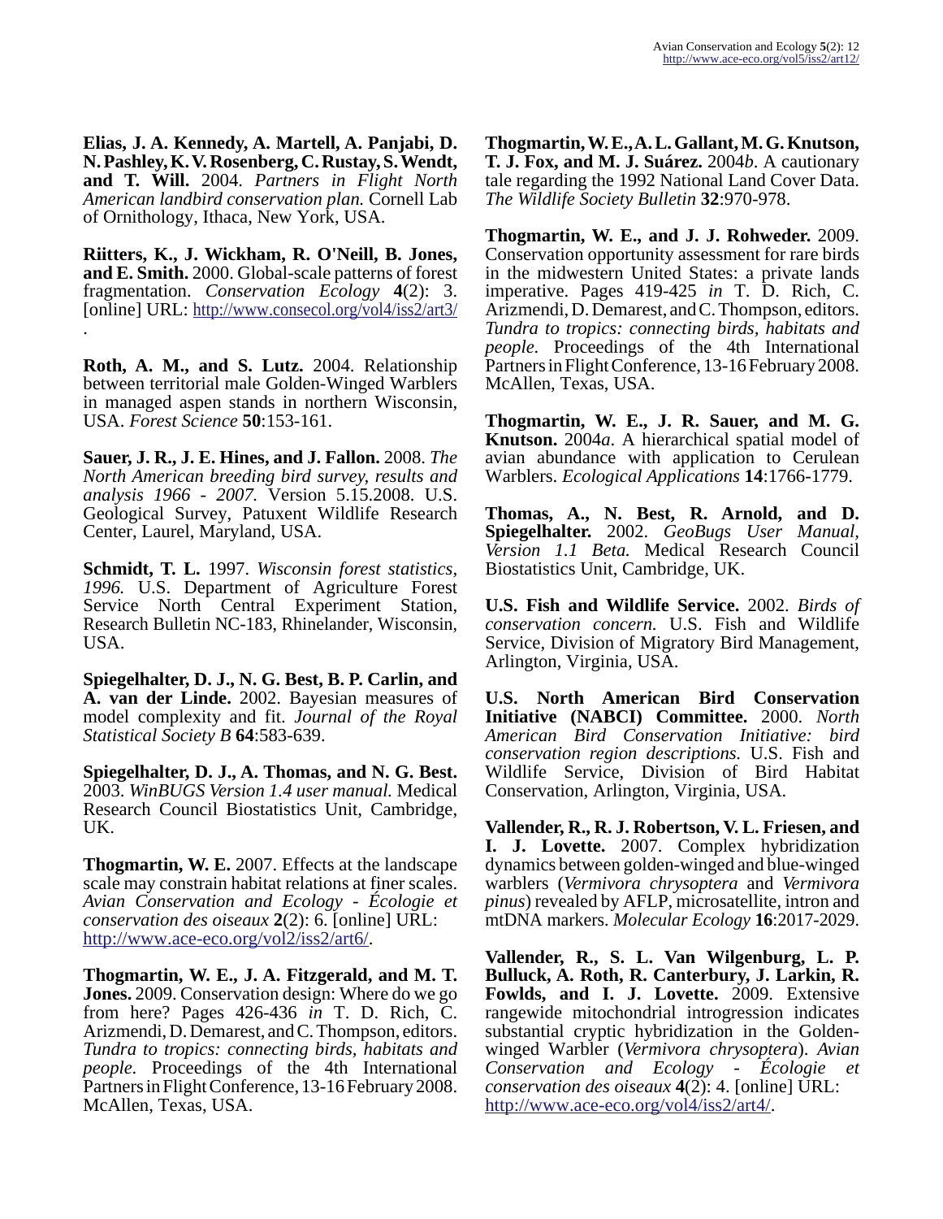**Elias, J. A. Kennedy, A. Martell, A. Panjabi, D. N. Pashley, K. V. Rosenberg, C. Rustay, S. Wendt, and T. Will.** 2004. *Partners in Flight North American landbird conservation plan.* Cornell Lab of Ornithology, Ithaca, New York, USA.

**Riitters, K., J. Wickham, R. O'Neill, B. Jones, and E. Smith.** 2000. Global-scale patterns of forest fragmentation. *Conservation Ecology* **4**(2): 3. [online] URL: http://www.consecol.org/vol4/iss2/art3/ .

**Roth, A. M., and S. Lutz.** 2004. Relationship between territorial male Golden-Winged Warblers in managed aspen stands in northern Wisconsin, USA. *Forest Science* **50**:153-161.

**Sauer, J. R., J. E. Hines, and J. Fallon.** 2008. *The North American breeding bird survey, results and analysis 1966 - 2007.* Version 5.15.2008. U.S. Geological Survey, Patuxent Wildlife Research Center, Laurel, Maryland, USA.

**Schmidt, T. L.** 1997. *Wisconsin forest statistics, 1996.* U.S. Department of Agriculture Forest Service North Central Experiment Station, Research Bulletin NC-183, Rhinelander, Wisconsin, USA.

**Spiegelhalter, D. J., N. G. Best, B. P. Carlin, and A. van der Linde.** 2002. Bayesian measures of model complexity and fit. *Journal of the Royal Statistical Society B* **64**:583-639.

**Spiegelhalter, D. J., A. Thomas, and N. G. Best.** 2003. *WinBUGS Version 1.4 user manual.* Medical Research Council Biostatistics Unit, Cambridge, UK.

**Thogmartin, W. E.** 2007. Effects at the landscape scale may constrain habitat relations at finer scales. *Avian Conservation and Ecology - Écologie et conservation des oiseaux* **2**(2): 6. [online] URL: http://www.ace-eco.org/vol2/iss2/art6/.

**Thogmartin, W. E., J. A. Fitzgerald, and M. T. Jones.** 2009. Conservation design: Where do we go from here? Pages 426-436 *in* T. D. Rich, C. Arizmendi, D. Demarest, and C. Thompson, editors. *Tundra to tropics: connecting birds, habitats and people.* Proceedings of the 4th International Partners in Flight Conference, 13-16 February 2008. McAllen, Texas, USA.

**Thogmartin, W. E., A. L. Gallant, M. G. Knutson, T. J. Fox, and M. J. Suárez.** 2004*b*. A cautionary tale regarding the 1992 National Land Cover Data. *The Wildlife Society Bulletin* **32**:970-978.

**Thogmartin, W. E., and J. J. Rohweder.** 2009. Conservation opportunity assessment for rare birds in the midwestern United States: a private lands imperative. Pages 419-425 *in* T. D. Rich, C. Arizmendi, D. Demarest, and C. Thompson, editors. *Tundra to tropics: connecting birds, habitats and people.* Proceedings of the 4th International Partners in Flight Conference, 13-16 February 2008. McAllen, Texas, USA.

**Thogmartin, W. E., J. R. Sauer, and M. G. Knutson.** 2004*a*. A hierarchical spatial model of avian abundance with application to Cerulean Warblers. *Ecological Applications* **14**:1766-1779.

**Thomas, A., N. Best, R. Arnold, and D. Spiegelhalter.** 2002. *GeoBugs User Manual, Version 1.1 Beta.* Medical Research Council Biostatistics Unit, Cambridge, UK.

**U.S. Fish and Wildlife Service.** 2002. *Birds of conservation concern.* U.S. Fish and Wildlife Service, Division of Migratory Bird Management, Arlington, Virginia, USA.

**U.S. North American Bird Conservation Initiative (NABCI) Committee.** 2000. *North American Bird Conservation Initiative: bird conservation region descriptions.* U.S. Fish and Wildlife Service, Division of Bird Habitat Conservation, Arlington, Virginia, USA.

**Vallender, R., R. J. Robertson, V. L. Friesen, and I. J. Lovette.** 2007. Complex hybridization dynamics between golden-winged and blue-winged warblers (*Vermivora chrysoptera* and *Vermivora pinus*) revealed by AFLP, microsatellite, intron and mtDNA markers. *Molecular Ecology* **16**:2017-2029.

**Vallender, R., S. L. Van Wilgenburg, L. P. Bulluck, A. Roth, R. Canterbury, J. Larkin, R. Fowlds, and I. J. Lovette.** 2009. Extensive rangewide mitochondrial introgression indicates substantial cryptic hybridization in the Golden-winged Warbler (*Vermivora chrysoptera*). *Avian Conservation and Ecology - Écologie et conservation des oiseaux* **4**(2): 4. [online] URL: http://www.ace-eco.org/vol4/iss2/art4/.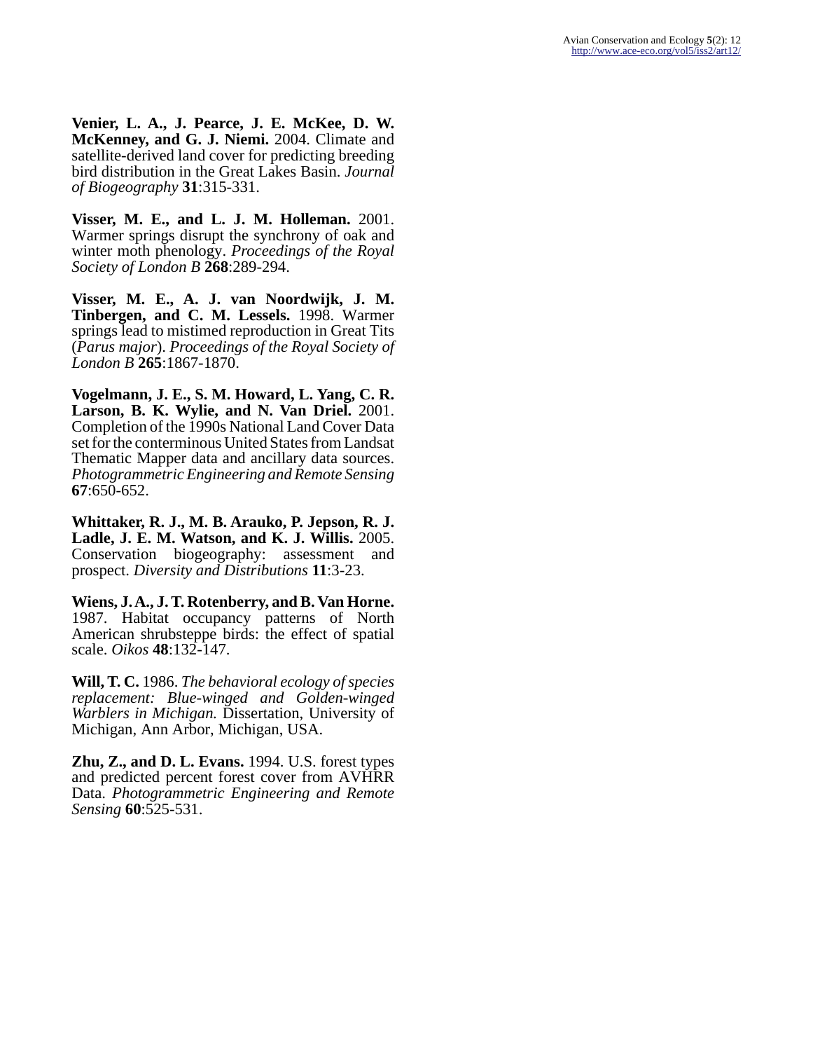**Venier, L. A., J. Pearce, J. E. McKee, D. W. McKenney, and G. J. Niemi.** 2004. Climate and satellite-derived land cover for predicting breeding bird distribution in the Great Lakes Basin. *Journal of Biogeography* **31**:315-331.

**Visser, M. E., and L. J. M. Holleman.** 2001. Warmer springs disrupt the synchrony of oak and winter moth phenology. *Proceedings of the Royal Society of London B* **268**:289-294.

**Visser, M. E., A. J. van Noordwijk, J. M. Tinbergen, and C. M. Lessels.** 1998. Warmer springs lead to mistimed reproduction in Great Tits (*Parus major*). *Proceedings of the Royal Society of London B* **265**:1867-1870.

**Vogelmann, J. E., S. M. Howard, L. Yang, C. R. Larson, B. K. Wylie, and N. Van Driel.** 2001. Completion of the 1990s National Land Cover Data set for the conterminous United States from Landsat Thematic Mapper data and ancillary data sources. *Photogrammetric Engineering and Remote Sensing* **67**:650-652.

**Whittaker, R. J., M. B. Arauko, P. Jepson, R. J. Ladle, J. E. M. Watson, and K. J. Willis.** 2005. Conservation biogeography: assessment and prospect. *Diversity and Distributions* **11**:3-23.

**Wiens, J. A., J. T. Rotenberry, and B. Van Horne.** 1987. Habitat occupancy patterns of North American shrubsteppe birds: the effect of spatial scale. *Oikos* **48**:132-147.

**Will, T. C.** 1986. *The behavioral ecology of species replacement: Blue-winged and Golden-winged Warblers in Michigan.* Dissertation, University of Michigan, Ann Arbor, Michigan, USA.

**Zhu, Z., and D. L. Evans.** 1994. U.S. forest types and predicted percent forest cover from AVHRR Data. *Photogrammetric Engineering and Remote Sensing* **60**:525-531.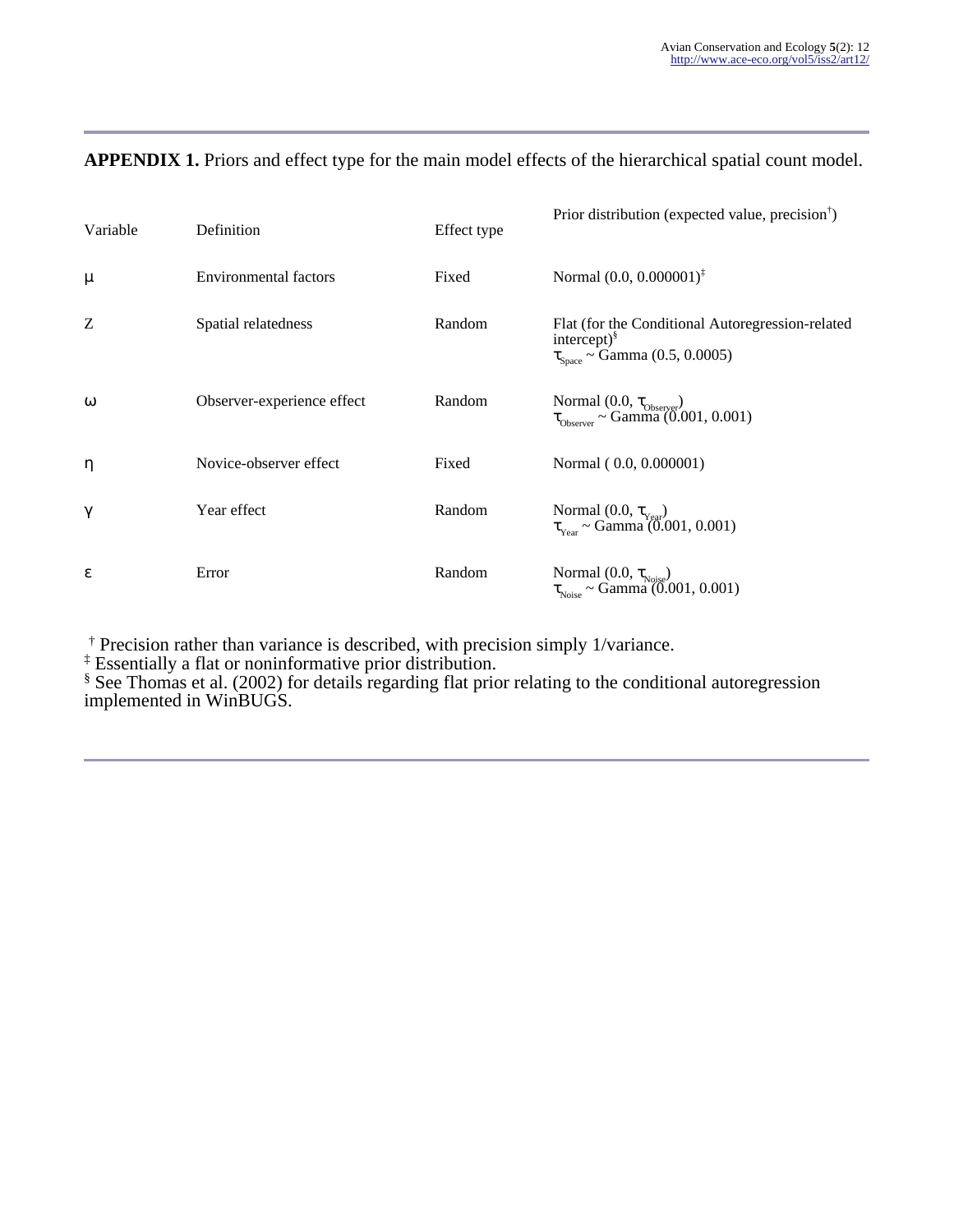**APPENDIX 1.** Priors and effect type for the main model effects of the hierarchical spatial count model.

| Variable | Definition | Effect type | Prior distribution (expected value, precision[†]) |
|---|---|---|---|
| $\mu$ | Environmental factors | Fixed | Normal (0.0, 0.000001)[‡] |
| Z | Spatial relatedness | Random | Flat (for the Conditional Autoregression-related intercept)[§] $\tau_{Space}$ ~ Gamma (0.5, 0.0005) |
| $\omega$ | Observer-experience effect | Random | Normal (0.0, $\tau_{Observer}$) $\tau_{Observer}$ ~ Gamma (0.001, 0.001) |
| $\eta$ | Novice-observer effect | Fixed | Normal ( 0.0, 0.000001) |
| $\gamma$ | Year effect | Random | Normal (0.0, $\tau_{Year}$) $\tau_{Year}$ ~ Gamma (0.001, 0.001) |
| $\varepsilon$ | Error | Random | Normal (0.0, $\tau_{Noise}$) $\tau_{Noise}$ ~ Gamma (0.001, 0.001) |

[†] Precision rather than variance is described, with precision simply 1/variance.
[‡] Essentially a flat or noninformative prior distribution.
[§] See Thomas et al. (2002) for details regarding flat prior relating to the conditional autoregression implemented in WinBUGS.